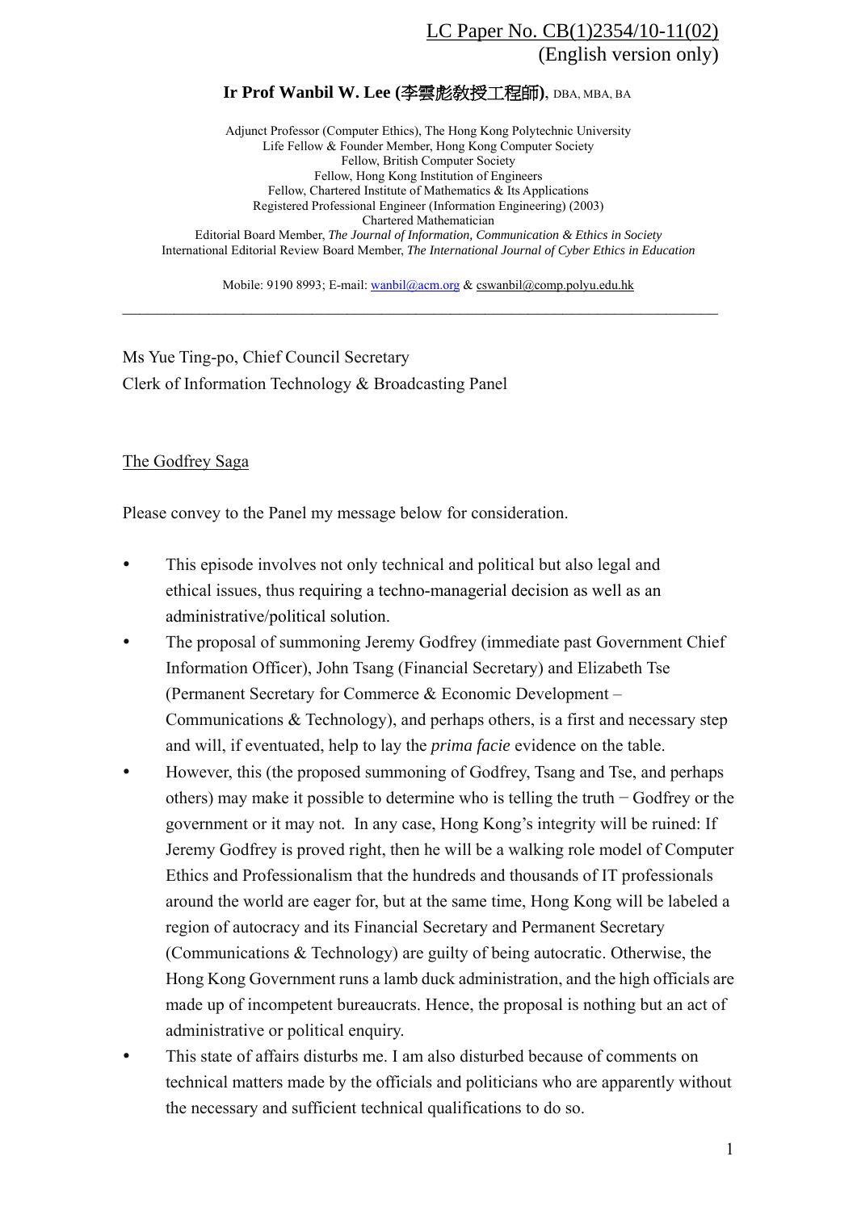LC Paper No. CB(1)2354/10-11(02)
(English version only)

**Ir Prof Wanbil W. Lee (李雲彪教授工程師)**, DBA, MBA, BA

Adjunct Professor (Computer Ethics), The Hong Kong Polytechnic University
Life Fellow & Founder Member, Hong Kong Computer Society
Fellow, British Computer Society
Fellow, Hong Kong Institution of Engineers
Fellow, Chartered Institute of Mathematics & Its Applications
Registered Professional Engineer (Information Engineering) (2003)
Chartered Mathematician
Editorial Board Member, *The Journal of Information, Communication & Ethics in Society*
International Editorial Review Board Member, *The International Journal of Cyber Ethics in Education*

Mobile: 9190 8993; E-mail: wanbil@acm.org & cswanbil@comp.polyu.edu.hk

---

Ms Yue Ting-po, Chief Council Secretary
Clerk of Information Technology & Broadcasting Panel

The Godfrey Saga

Please convey to the Panel my message below for consideration.

- This episode involves not only technical and political but also legal and ethical issues, thus requiring a techno-managerial decision as well as an administrative/political solution.
- The proposal of summoning Jeremy Godfrey (immediate past Government Chief Information Officer), John Tsang (Financial Secretary) and Elizabeth Tse (Permanent Secretary for Commerce & Economic Development – Communications & Technology), and perhaps others, is a first and necessary step and will, if eventuated, help to lay the *prima facie* evidence on the table.
- However, this (the proposed summoning of Godfrey, Tsang and Tse, and perhaps others) may make it possible to determine who is telling the truth − Godfrey or the government or it may not. In any case, Hong Kong's integrity will be ruined: If Jeremy Godfrey is proved right, then he will be a walking role model of Computer Ethics and Professionalism that the hundreds and thousands of IT professionals around the world are eager for, but at the same time, Hong Kong will be labeled a region of autocracy and its Financial Secretary and Permanent Secretary (Communications & Technology) are guilty of being autocratic. Otherwise, the Hong Kong Government runs a lamb duck administration, and the high officials are made up of incompetent bureaucrats. Hence, the proposal is nothing but an act of administrative or political enquiry.
- This state of affairs disturbs me. I am also disturbed because of comments on technical matters made by the officials and politicians who are apparently without the necessary and sufficient technical qualifications to do so.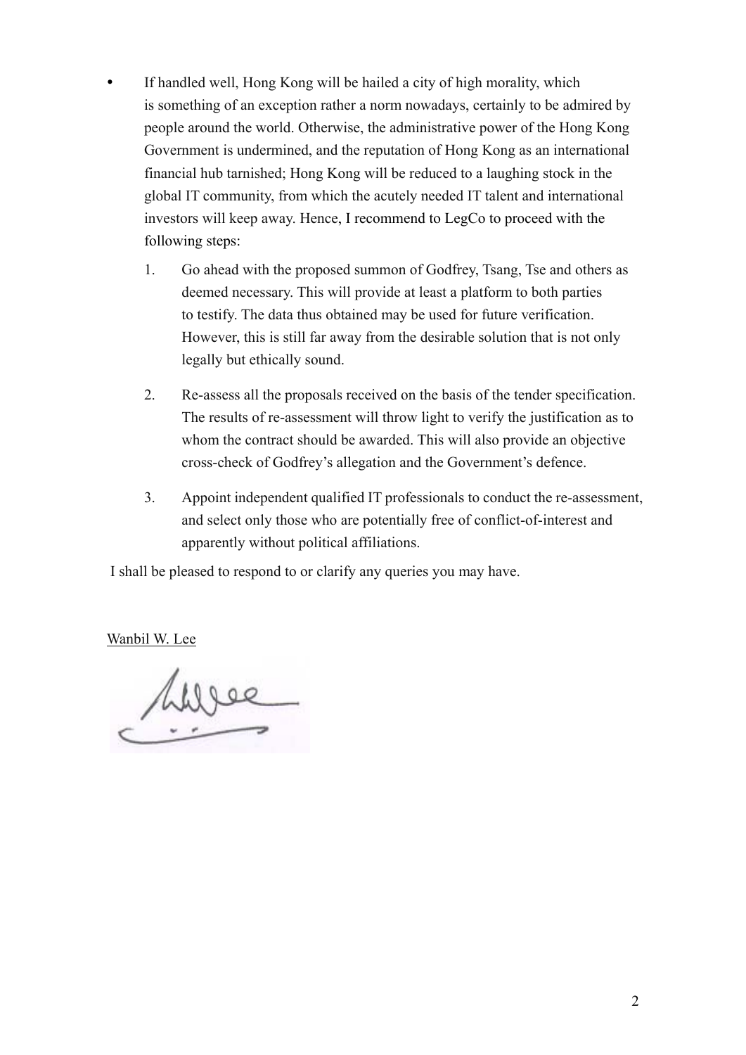- If handled well, Hong Kong will be hailed a city of high morality, which is something of an exception rather a norm nowadays, certainly to be admired by people around the world. Otherwise, the administrative power of the Hong Kong Government is undermined, and the reputation of Hong Kong as an international financial hub tarnished; Hong Kong will be reduced to a laughing stock in the global IT community, from which the acutely needed IT talent and international investors will keep away. Hence, I recommend to LegCo to proceed with the following steps:

    1. Go ahead with the proposed summon of Godfrey, Tsang, Tse and others as deemed necessary. This will provide at least a platform to both parties to testify. The data thus obtained may be used for future verification. However, this is still far away from the desirable solution that is not only legally but ethically sound.

    2. Re-assess all the proposals received on the basis of the tender specification. The results of re-assessment will throw light to verify the justification as to whom the contract should be awarded. This will also provide an objective cross-check of Godfrey's allegation and the Government's defence.

    3. Appoint independent qualified IT professionals to conduct the re-assessment, and select only those who are potentially free of conflict-of-interest and apparently without political affiliations.

I shall be pleased to respond to or clarify any queries you may have.

<u>Wanbil W. Lee</u>